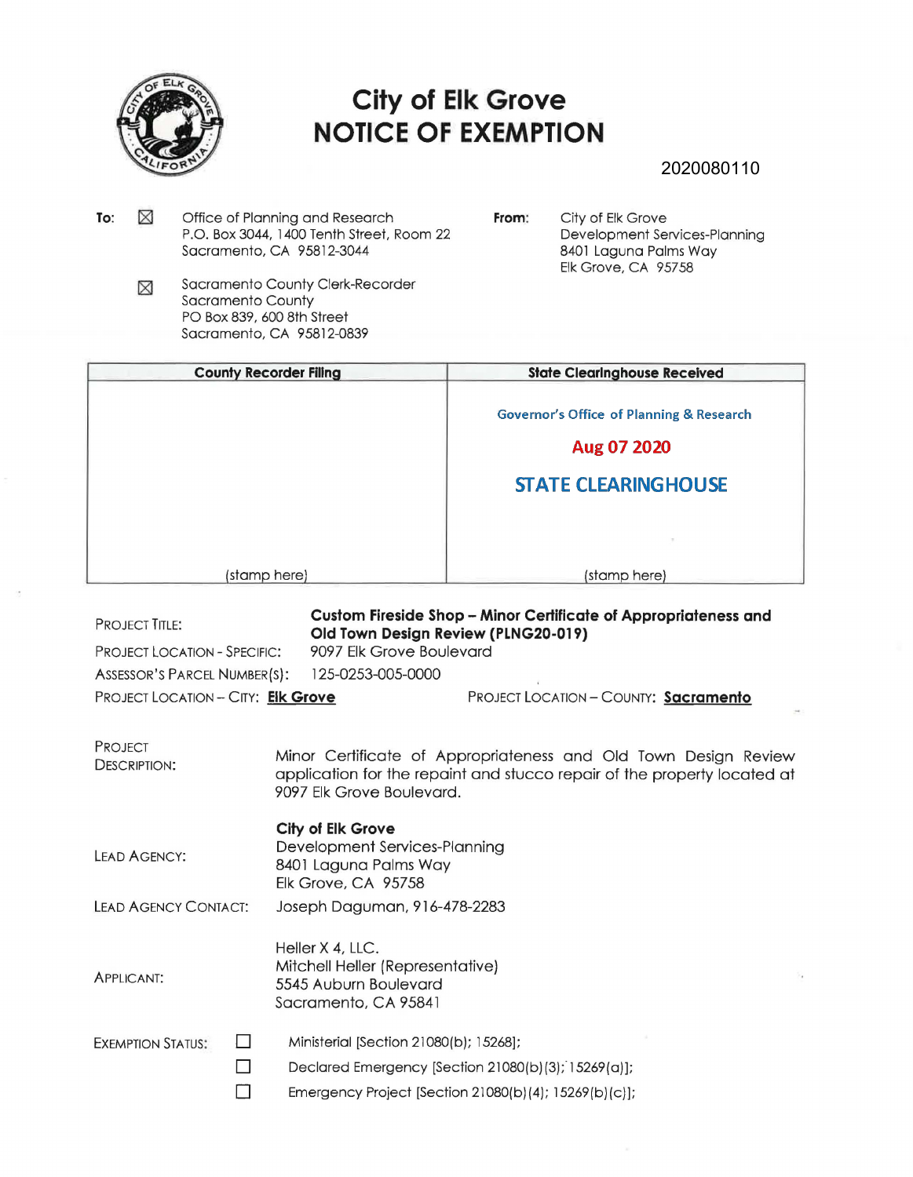# City of Elk Grove
# NOTICE OF EXEMPTION

2020080110

**To:** ☒ Office of Planning and Research
P.O. Box 3044, 1400 Tenth Street, Room 22
Sacramento, CA 95812-3044

☒ Sacramento County Clerk-Recorder
Sacramento County
PO Box 839, 600 8th Street
Sacramento, CA 95812-0839

**From:** City of Elk Grove
Development Services-Planning
8401 Laguna Palms Way
Elk Grove, CA 95758

| County Recorder Filing | State Clearinghouse Received |
|---|---|
| (stamp here) | Governor's Office of Planning & Research<br>Aug 07 2020<br>STATE CLEARINGHOUSE<br>(stamp here) |

PROJECT TITLE: **Custom Fireside Shop – Minor Certificate of Appropriateness and Old Town Design Review (PLNG20-019)**

PROJECT LOCATION - SPECIFIC: 9097 Elk Grove Boulevard

ASSESSOR'S PARCEL NUMBER(S): 125-0253-005-0000

PROJECT LOCATION – CITY: **Elk Grove** PROJECT LOCATION – COUNTY: **Sacramento**

PROJECT DESCRIPTION: Minor Certificate of Appropriateness and Old Town Design Review application for the repaint and stucco repair of the property located at 9097 Elk Grove Boulevard.

LEAD AGENCY: **City of Elk Grove**
Development Services-Planning
8401 Laguna Palms Way
Elk Grove, CA 95758

LEAD AGENCY CONTACT: Joseph Daguman, 916-478-2283

APPLICANT: Heller X 4, LLC.
Mitchell Heller (Representative)
5545 Auburn Boulevard
Sacramento, CA 95841

EXEMPTION STATUS:

☐ Ministerial [Section 21080(b); 15268];

☐ Declared Emergency [Section 21080(b)(3); 15269(a)];

☐ Emergency Project [Section 21080(b)(4); 15269(b)(c)];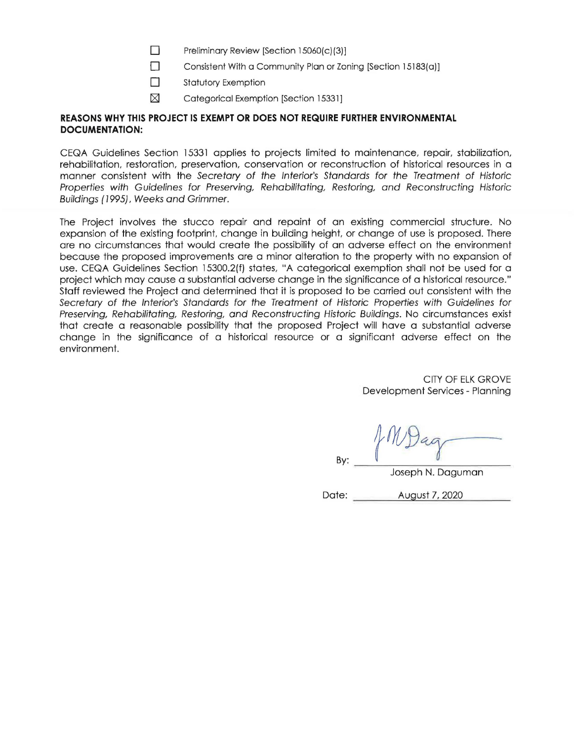- ☐ Preliminary Review [Section 15060(c)(3)]
- ☐ Consistent With a Community Plan or Zoning [Section 15183(a)]
- ☐ Statutory Exemption
- ☒ Categorical Exemption [Section 15331]

**REASONS WHY THIS PROJECT IS EXEMPT OR DOES NOT REQUIRE FURTHER ENVIRONMENTAL DOCUMENTATION:**

CEQA Guidelines Section 15331 applies to projects limited to maintenance, repair, stabilization, rehabilitation, restoration, preservation, conservation or reconstruction of historical resources in a manner consistent with the *Secretary of the Interior's Standards for the Treatment of Historic Properties with Guidelines for Preserving, Rehabilitating, Restoring, and Reconstructing Historic Buildings (1995), Weeks and Grimmer.*

The Project involves the stucco repair and repaint of an existing commercial structure. No expansion of the existing footprint, change in building height, or change of use is proposed. There are no circumstances that would create the possibility of an adverse effect on the environment because the proposed improvements are a minor alteration to the property with no expansion of use. CEQA Guidelines Section 15300.2(f) states, "A categorical exemption shall not be used for a project which may cause a substantial adverse change in the significance of a historical resource." Staff reviewed the Project and determined that it is proposed to be carried out consistent with the *Secretary of the Interior's Standards for the Treatment of Historic Properties with Guidelines for Preserving, Rehabilitating, Restoring, and Reconstructing Historic Buildings.* No circumstances exist that create a reasonable possibility that the proposed Project will have a substantial adverse change in the significance of a historical resource or a significant adverse effect on the environment.

CITY OF ELK GROVE
Development Services - Planning

By: ______________________
Joseph N. Daguman

Date: August 7, 2020